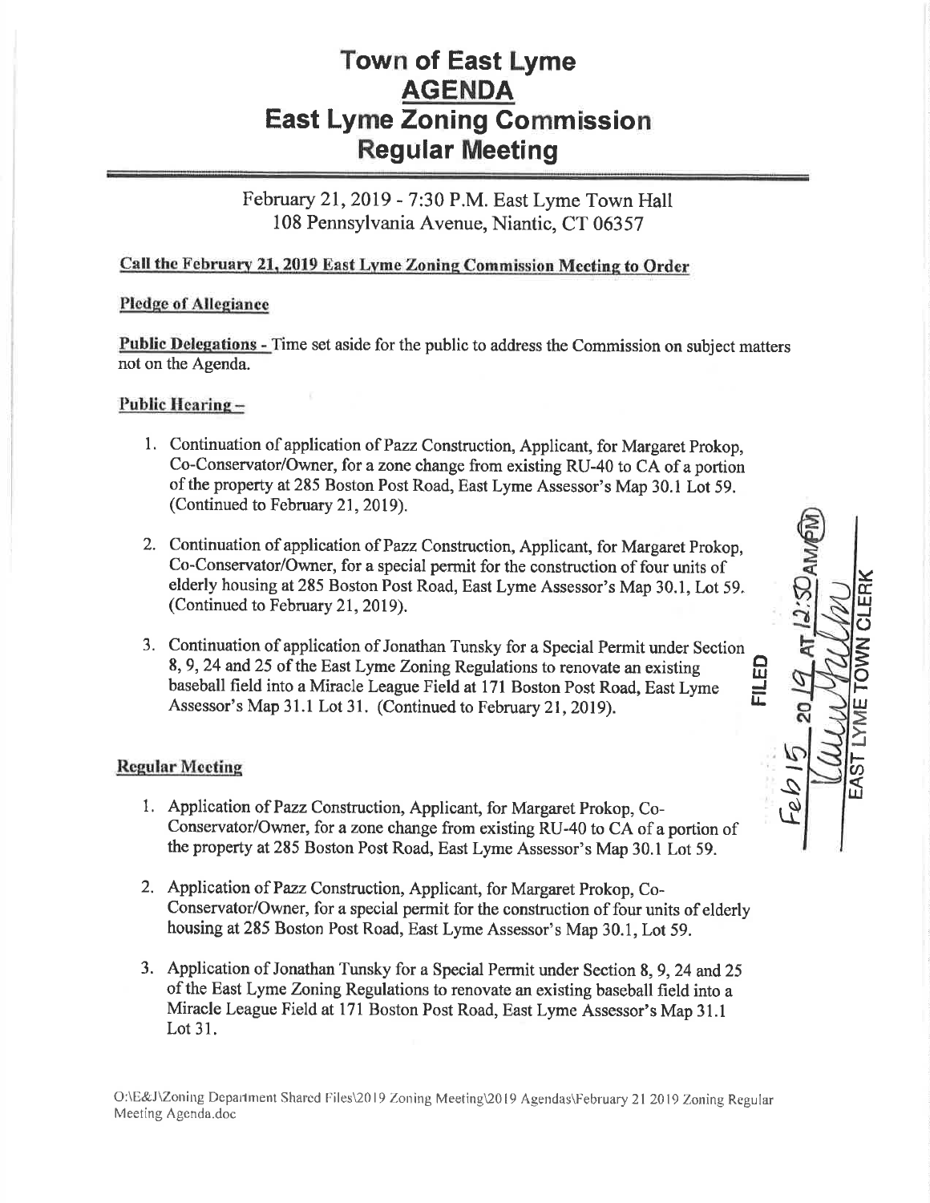# Town of East Lyme
# AGENDA
# East Lyme Zoning Commission
# Regular Meeting

February 21, 2019 - 7:30 P.M. East Lyme Town Hall
108 Pennsylvania Avenue, Niantic, CT 06357

**Call the February 21, 2019 East Lyme Zoning Commission Meeting to Order**

**Pledge of Allegiance**

**Public Delegations -** Time set aside for the public to address the Commission on subject matters not on the Agenda.

**Public Hearing –**

1. Continuation of application of Pazz Construction, Applicant, for Margaret Prokop, Co-Conservator/Owner, for a zone change from existing RU-40 to CA of a portion of the property at 285 Boston Post Road, East Lyme Assessor's Map 30.1 Lot 59. (Continued to February 21, 2019).

2. Continuation of application of Pazz Construction, Applicant, for Margaret Prokop, Co-Conservator/Owner, for a special permit for the construction of four units of elderly housing at 285 Boston Post Road, East Lyme Assessor's Map 30.1, Lot 59. (Continued to February 21, 2019).

3. Continuation of application of Jonathan Tunsky for a Special Permit under Section 8, 9, 24 and 25 of the East Lyme Zoning Regulations to renovate an existing baseball field into a Miracle League Field at 171 Boston Post Road, East Lyme Assessor's Map 31.1 Lot 31. (Continued to February 21, 2019).

FILED Feb 15 2019 AT 12:50 AM/PM
EAST LYME TOWN CLERK

**Regular Meeting**

1. Application of Pazz Construction, Applicant, for Margaret Prokop, Co-Conservator/Owner, for a zone change from existing RU-40 to CA of a portion of the property at 285 Boston Post Road, East Lyme Assessor's Map 30.1 Lot 59.

2. Application of Pazz Construction, Applicant, for Margaret Prokop, Co-Conservator/Owner, for a special permit for the construction of four units of elderly housing at 285 Boston Post Road, East Lyme Assessor's Map 30.1, Lot 59.

3. Application of Jonathan Tunsky for a Special Permit under Section 8, 9, 24 and 25 of the East Lyme Zoning Regulations to renovate an existing baseball field into a Miracle League Field at 171 Boston Post Road, East Lyme Assessor's Map 31.1 Lot 31.

O:\E&J\Zoning Department Shared Files\2019 Zoning Meeting\2019 Agendas\February 21 2019 Zoning Regular Meeting Agenda.doc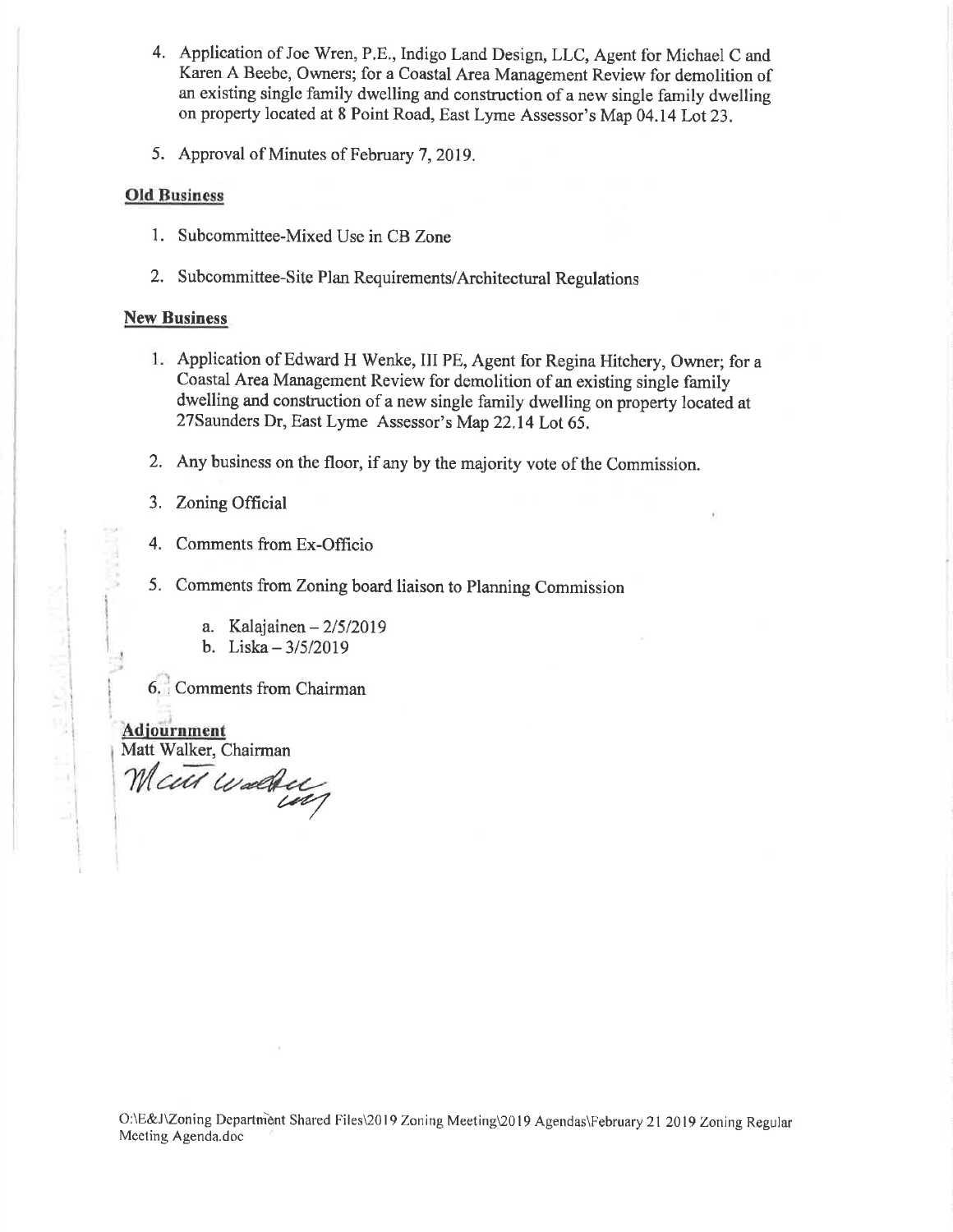4. Application of Joe Wren, P.E., Indigo Land Design, LLC, Agent for Michael C and Karen A Beebe, Owners; for a Coastal Area Management Review for demolition of an existing single family dwelling and construction of a new single family dwelling on property located at 8 Point Road, East Lyme Assessor's Map 04.14 Lot 23.

5. Approval of Minutes of February 7, 2019.

**Old Business**

1. Subcommittee-Mixed Use in CB Zone

2. Subcommittee-Site Plan Requirements/Architectural Regulations

**New Business**

1. Application of Edward H Wenke, III PE, Agent for Regina Hitchery, Owner; for a Coastal Area Management Review for demolition of an existing single family dwelling and construction of a new single family dwelling on property located at 27Saunders Dr, East Lyme Assessor's Map 22.14 Lot 65.

2. Any business on the floor, if any by the majority vote of the Commission.

3. Zoning Official

4. Comments from Ex-Officio

5. Comments from Zoning board liaison to Planning Commission

   a. Kalajainen – 2/5/2019
   b. Liska – 3/5/2019

6. Comments from Chairman

**Adjournment**

Matt Walker, Chairman

*Matt Walker*

O:\E&J\Zoning Department Shared Files\2019 Zoning Meeting\2019 Agendas\February 21 2019 Zoning Regular Meeting Agenda.doc